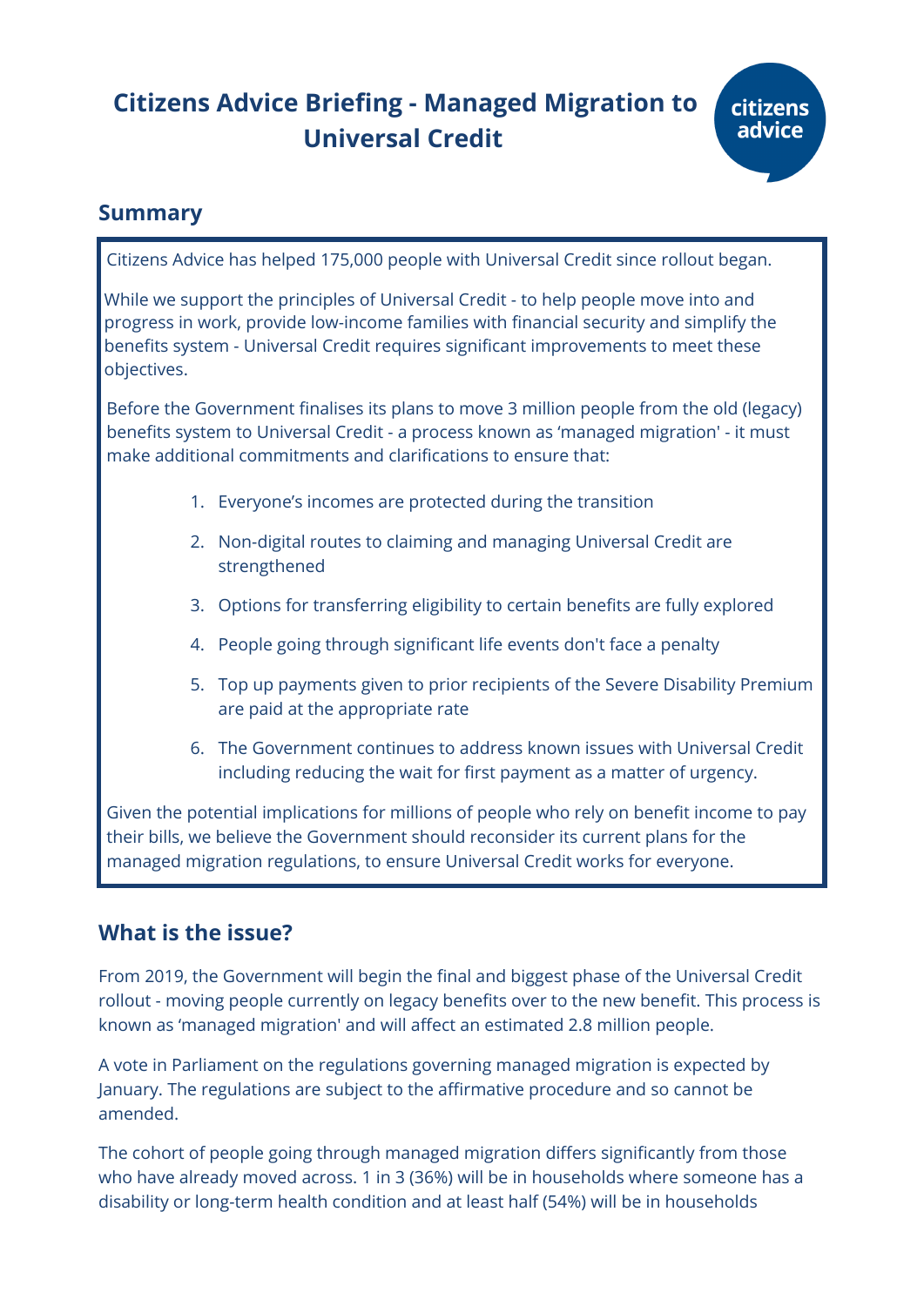# Citizens Advice Briefing - Managed Migration to Universal Credit

## Summary

Citizens Advice has helped 175,000 people with Universal Credit since rollout began.

While we support the principles of Universal Credit - to help people move into and progress in work, provide low-income families with financial security and simplify the benefits system - Universal Credit requires significant improvements to meet these objectives.

Before the Government finalises its plans to move 3 million people from the old (legacy) benefits system to Universal Credit - a process known as 'managed migration' - it must make additional commitments and clarifications to ensure that:

1. Everyone's incomes are protected during the transition
2. Non-digital routes to claiming and managing Universal Credit are strengthened
3. Options for transferring eligibility to certain benefits are fully explored
4. People going through significant life events don't face a penalty
5. Top up payments given to prior recipients of the Severe Disability Premium are paid at the appropriate rate
6. The Government continues to address known issues with Universal Credit including reducing the wait for first payment as a matter of urgency.

Given the potential implications for millions of people who rely on benefit income to pay their bills, we believe the Government should reconsider its current plans for the managed migration regulations, to ensure Universal Credit works for everyone.

## What is the issue?

From 2019, the Government will begin the final and biggest phase of the Universal Credit rollout - moving people currently on legacy benefits over to the new benefit. This process is known as 'managed migration' and will affect an estimated 2.8 million people.

A vote in Parliament on the regulations governing managed migration is expected by January. The regulations are subject to the affirmative procedure and so cannot be amended.

The cohort of people going through managed migration differs significantly from those who have already moved across. 1 in 3 (36%) will be in households where someone has a disability or long-term health condition and at least half (54%) will be in households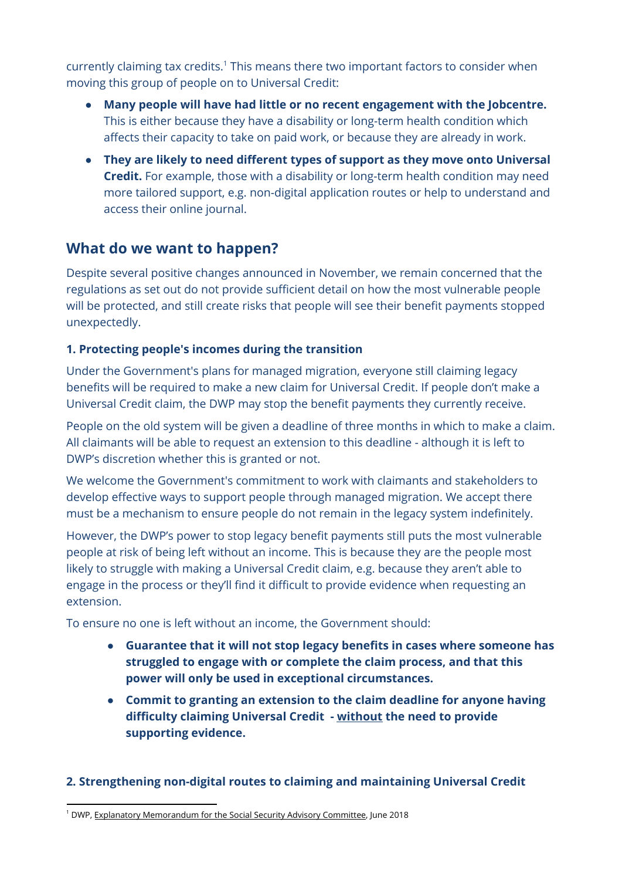currently claiming tax credits.[1] This means there two important factors to consider when moving this group of people on to Universal Credit:

- **Many people will have had little or no recent engagement with the Jobcentre.** This is either because they have a disability or long-term health condition which affects their capacity to take on paid work, or because they are already in work.
- **They are likely to need different types of support as they move onto Universal Credit.** For example, those with a disability or long-term health condition may need more tailored support, e.g. non-digital application routes or help to understand and access their online journal.

## What do we want to happen?

Despite several positive changes announced in November, we remain concerned that the regulations as set out do not provide sufficient detail on how the most vulnerable people will be protected, and still create risks that people will see their benefit payments stopped unexpectedly.

### 1. Protecting people's incomes during the transition

Under the Government's plans for managed migration, everyone still claiming legacy benefits will be required to make a new claim for Universal Credit. If people don't make a Universal Credit claim, the DWP may stop the benefit payments they currently receive.

People on the old system will be given a deadline of three months in which to make a claim. All claimants will be able to request an extension to this deadline - although it is left to DWP's discretion whether this is granted or not.

We welcome the Government's commitment to work with claimants and stakeholders to develop effective ways to support people through managed migration. We accept there must be a mechanism to ensure people do not remain in the legacy system indefinitely.

However, the DWP's power to stop legacy benefit payments still puts the most vulnerable people at risk of being left without an income. This is because they are the people most likely to struggle with making a Universal Credit claim, e.g. because they aren't able to engage in the process or they'll find it difficult to provide evidence when requesting an extension.

To ensure no one is left without an income, the Government should:

- **Guarantee that it will not stop legacy benefits in cases where someone has struggled to engage with or complete the claim process, and that this power will only be used in exceptional circumstances.**
- **Commit to granting an extension to the claim deadline for anyone having difficulty claiming Universal Credit - without the need to provide supporting evidence.**

### 2. Strengthening non-digital routes to claiming and maintaining Universal Credit

[1] DWP, Explanatory Memorandum for the Social Security Advisory Committee, June 2018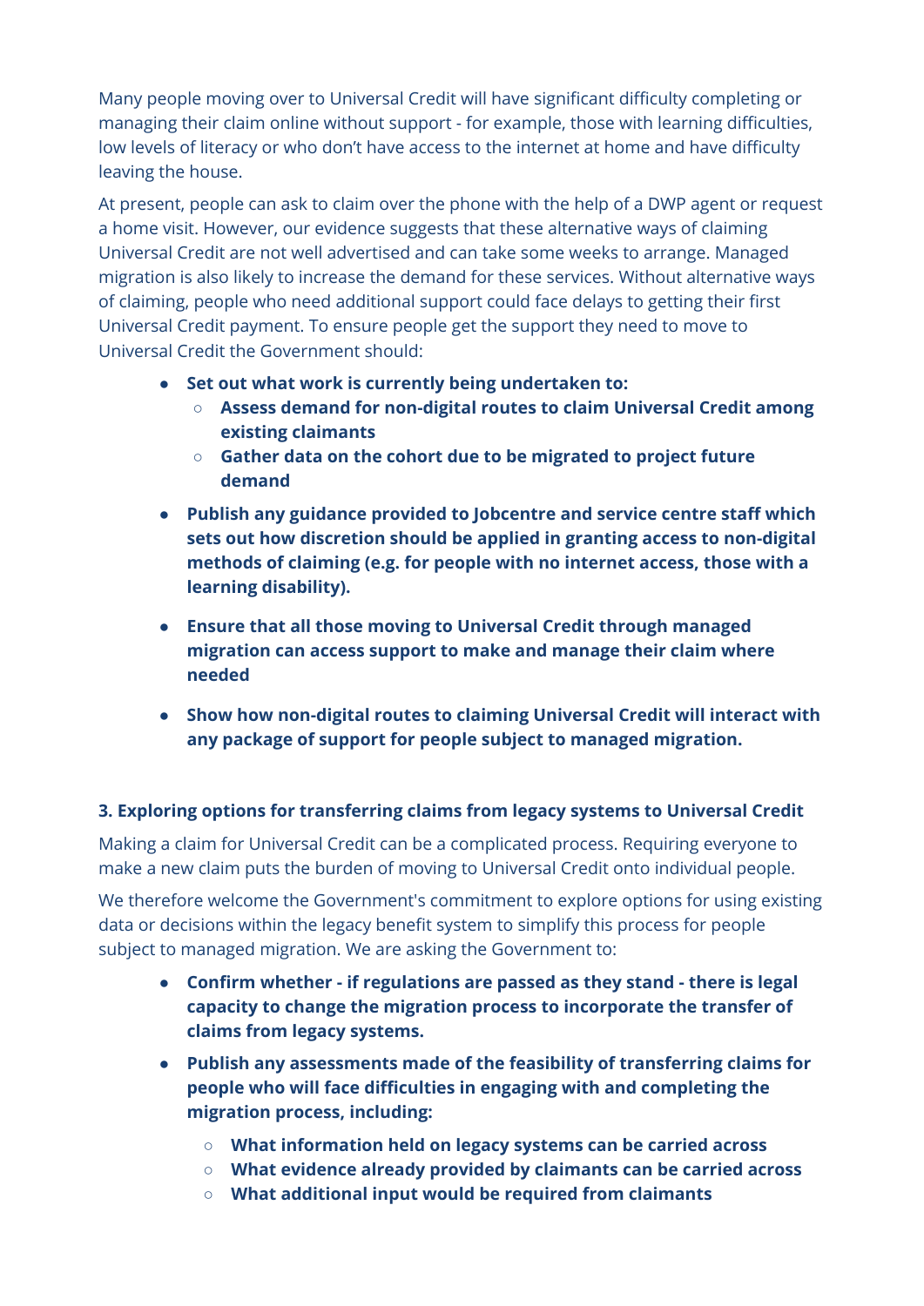Many people moving over to Universal Credit will have significant difficulty completing or managing their claim online without support - for example, those with learning difficulties, low levels of literacy or who don't have access to the internet at home and have difficulty leaving the house.

At present, people can ask to claim over the phone with the help of a DWP agent or request a home visit. However, our evidence suggests that these alternative ways of claiming Universal Credit are not well advertised and can take some weeks to arrange. Managed migration is also likely to increase the demand for these services. Without alternative ways of claiming, people who need additional support could face delays to getting their first Universal Credit payment. To ensure people get the support they need to move to Universal Credit the Government should:

- **Set out what work is currently being undertaken to:**
  - **Assess demand for non-digital routes to claim Universal Credit among existing claimants**
  - **Gather data on the cohort due to be migrated to project future demand**
- **Publish any guidance provided to Jobcentre and service centre staff which sets out how discretion should be applied in granting access to non-digital methods of claiming (e.g. for people with no internet access, those with a learning disability).**
- **Ensure that all those moving to Universal Credit through managed migration can access support to make and manage their claim where needed**
- **Show how non-digital routes to claiming Universal Credit will interact with any package of support for people subject to managed migration.**

### 3. Exploring options for transferring claims from legacy systems to Universal Credit

Making a claim for Universal Credit can be a complicated process. Requiring everyone to make a new claim puts the burden of moving to Universal Credit onto individual people.

We therefore welcome the Government's commitment to explore options for using existing data or decisions within the legacy benefit system to simplify this process for people subject to managed migration. We are asking the Government to:

- **Confirm whether - if regulations are passed as they stand - there is legal capacity to change the migration process to incorporate the transfer of claims from legacy systems.**
- **Publish any assessments made of the feasibility of transferring claims for people who will face difficulties in engaging with and completing the migration process, including:**
  - **What information held on legacy systems can be carried across**
  - **What evidence already provided by claimants can be carried across**
  - **What additional input would be required from claimants**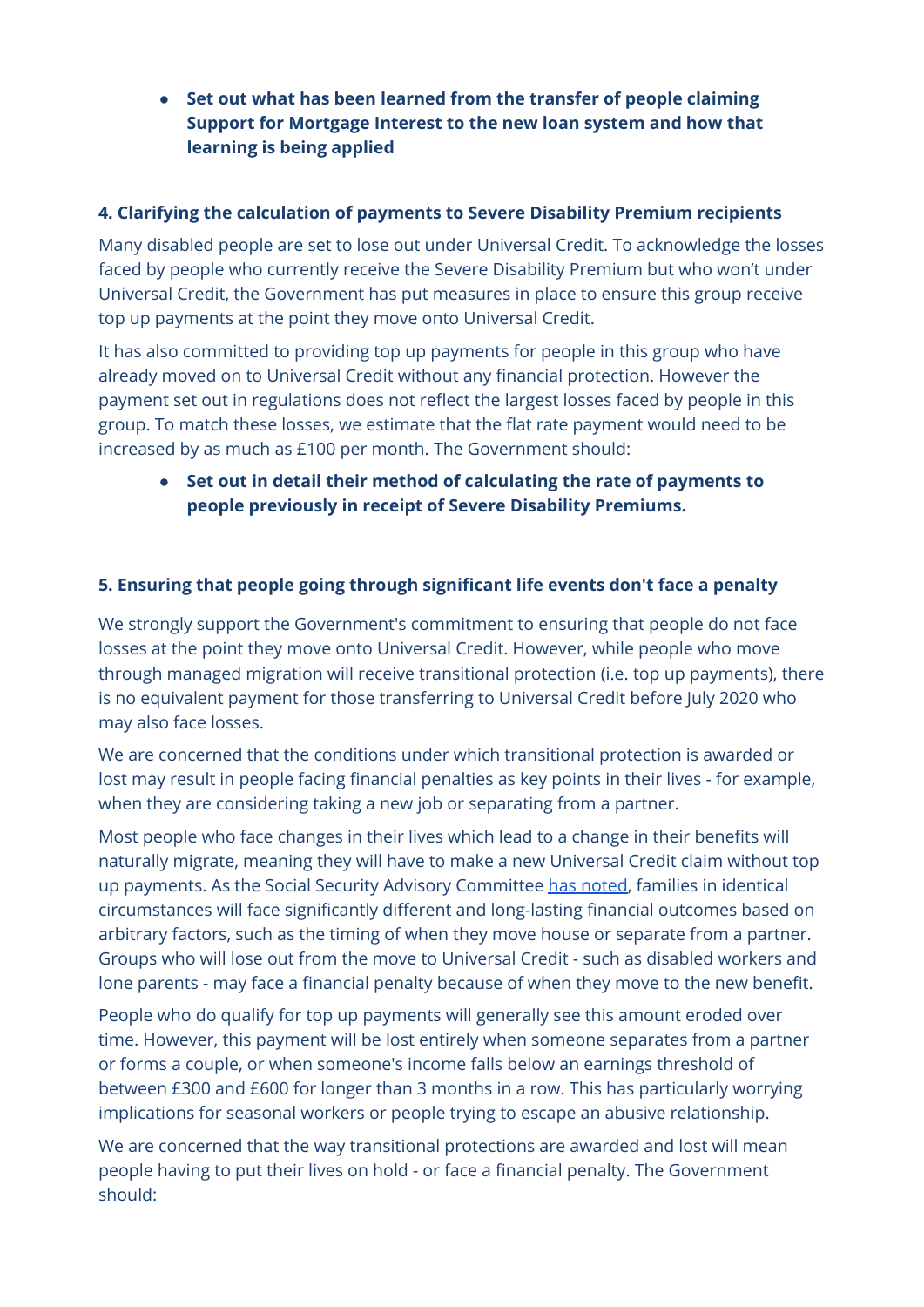- **Set out what has been learned from the transfer of people claiming Support for Mortgage Interest to the new loan system and how that learning is being applied**

### 4. Clarifying the calculation of payments to Severe Disability Premium recipients

Many disabled people are set to lose out under Universal Credit. To acknowledge the losses faced by people who currently receive the Severe Disability Premium but who won't under Universal Credit, the Government has put measures in place to ensure this group receive top up payments at the point they move onto Universal Credit.

It has also committed to providing top up payments for people in this group who have already moved on to Universal Credit without any financial protection. However the payment set out in regulations does not reflect the largest losses faced by people in this group. To match these losses, we estimate that the flat rate payment would need to be increased by as much as £100 per month. The Government should:

- **Set out in detail their method of calculating the rate of payments to people previously in receipt of Severe Disability Premiums.**

### 5. Ensuring that people going through significant life events don't face a penalty

We strongly support the Government's commitment to ensuring that people do not face losses at the point they move onto Universal Credit. However, while people who move through managed migration will receive transitional protection (i.e. top up payments), there is no equivalent payment for those transferring to Universal Credit before July 2020 who may also face losses.

We are concerned that the conditions under which transitional protection is awarded or lost may result in people facing financial penalties as key points in their lives - for example, when they are considering taking a new job or separating from a partner.

Most people who face changes in their lives which lead to a change in their benefits will naturally migrate, meaning they will have to make a new Universal Credit claim without top up payments. As the Social Security Advisory Committee has noted, families in identical circumstances will face significantly different and long-lasting financial outcomes based on arbitrary factors, such as the timing of when they move house or separate from a partner. Groups who will lose out from the move to Universal Credit - such as disabled workers and lone parents - may face a financial penalty because of when they move to the new benefit.

People who do qualify for top up payments will generally see this amount eroded over time. However, this payment will be lost entirely when someone separates from a partner or forms a couple, or when someone's income falls below an earnings threshold of between £300 and £600 for longer than 3 months in a row. This has particularly worrying implications for seasonal workers or people trying to escape an abusive relationship.

We are concerned that the way transitional protections are awarded and lost will mean people having to put their lives on hold - or face a financial penalty. The Government should: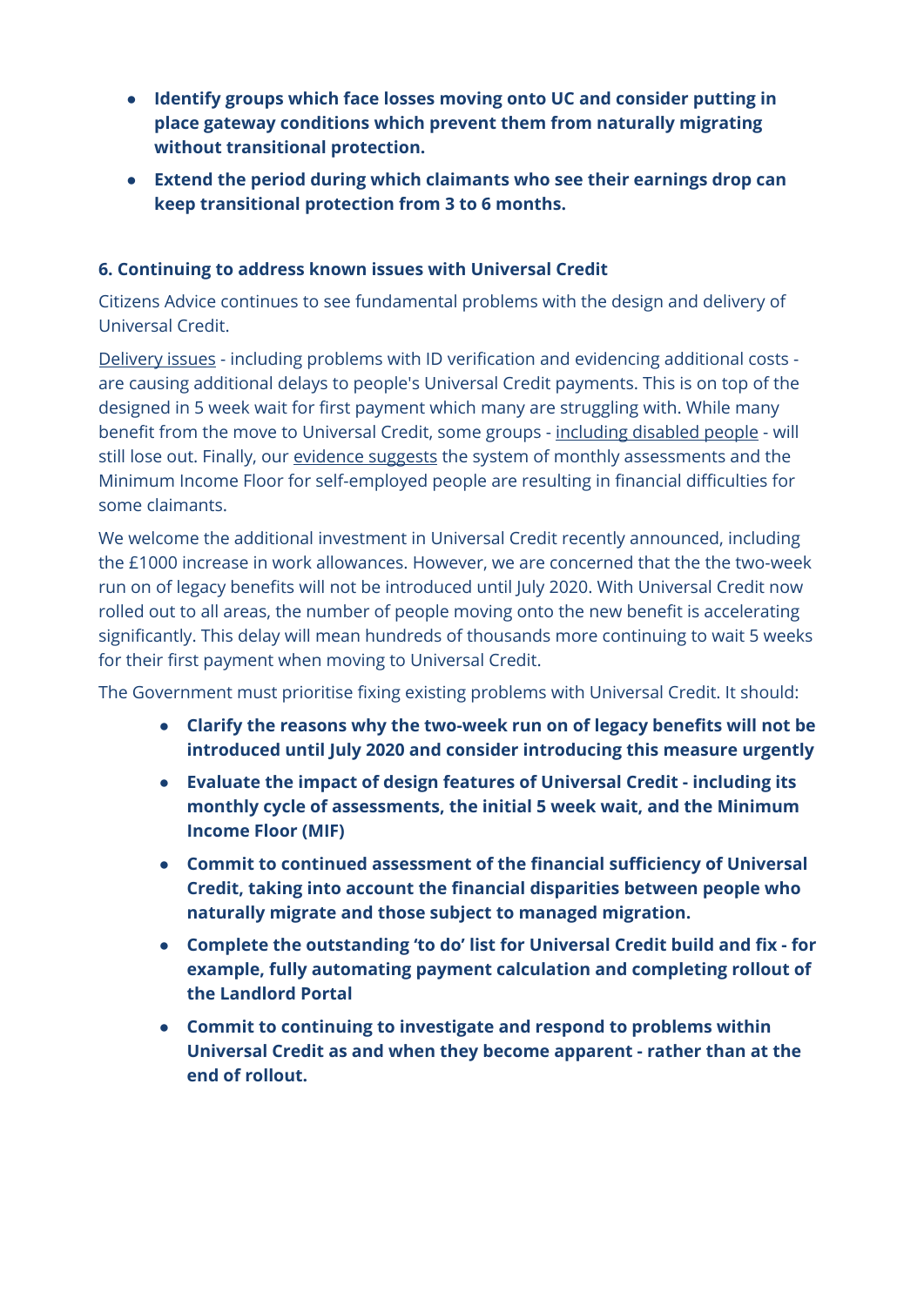- **Identify groups which face losses moving onto UC and consider putting in place gateway conditions which prevent them from naturally migrating without transitional protection.**
- **Extend the period during which claimants who see their earnings drop can keep transitional protection from 3 to 6 months.**

### 6. Continuing to address known issues with Universal Credit

Citizens Advice continues to see fundamental problems with the design and delivery of Universal Credit.

Delivery issues - including problems with ID verification and evidencing additional costs - are causing additional delays to people's Universal Credit payments. This is on top of the designed in 5 week wait for first payment which many are struggling with. While many benefit from the move to Universal Credit, some groups - including disabled people - will still lose out. Finally, our evidence suggests the system of monthly assessments and the Minimum Income Floor for self-employed people are resulting in financial difficulties for some claimants.

We welcome the additional investment in Universal Credit recently announced, including the £1000 increase in work allowances. However, we are concerned that the the two-week run on of legacy benefits will not be introduced until July 2020. With Universal Credit now rolled out to all areas, the number of people moving onto the new benefit is accelerating significantly. This delay will mean hundreds of thousands more continuing to wait 5 weeks for their first payment when moving to Universal Credit.

The Government must prioritise fixing existing problems with Universal Credit. It should:

- **Clarify the reasons why the two-week run on of legacy benefits will not be introduced until July 2020 and consider introducing this measure urgently**
- **Evaluate the impact of design features of Universal Credit - including its monthly cycle of assessments, the initial 5 week wait, and the Minimum Income Floor (MIF)**
- **Commit to continued assessment of the financial sufficiency of Universal Credit, taking into account the financial disparities between people who naturally migrate and those subject to managed migration.**
- **Complete the outstanding 'to do' list for Universal Credit build and fix - for example, fully automating payment calculation and completing rollout of the Landlord Portal**
- **Commit to continuing to investigate and respond to problems within Universal Credit as and when they become apparent - rather than at the end of rollout.**